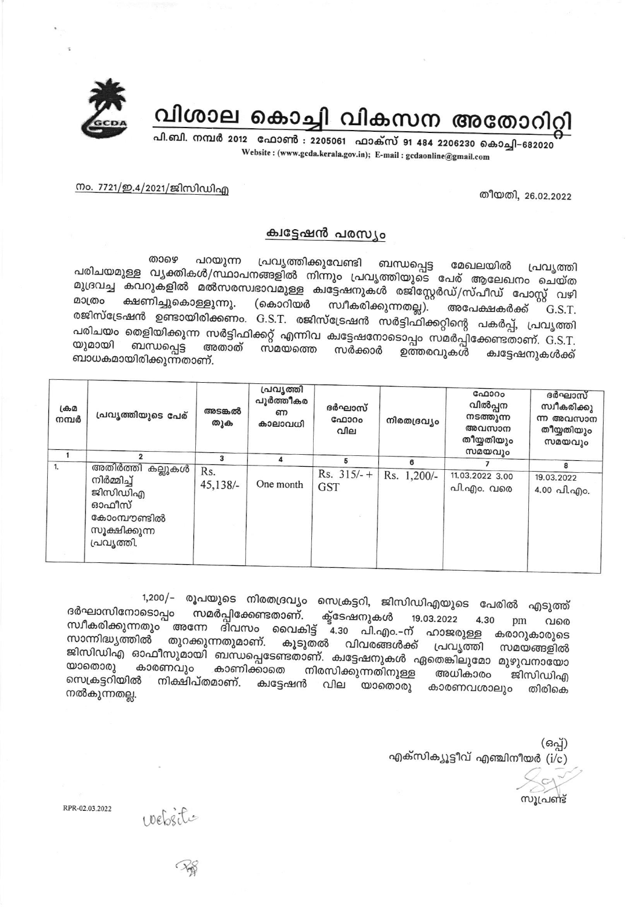# വിശാല കൊച്ചി വികസന അതോറിറ്റി

പി.ബി. നമ്പർ 2012 ഫോൺ : 2205061 ഫാക്സ് 91 484 2206230 കൊച്ചി-682020

Website : (www.gcda.kerala.gov.in); E-mail : gcdaonline@gmail.com

നം. 7721/ഇ.4/2021/ജിസിഡിഎ

തീയതി, 26.02.2022

## ക്വട്ടേഷൻ പരസ്യം

താഴെ പറയുന്ന പ്രവൃത്തിക്കുവേണ്ടി ബന്ധപ്പെട്ട മേഖലയിൽ പ്രവൃത്തി പരിചയമുള്ള വ്യക്തികൾ/സ്ഥാപനങ്ങളിൽ നിന്നും പ്രവൃത്തിയുടെ പേര് ആലേഖനം ചെയ്ത മുദ്രവച്ച കവറുകളിൽ മൽസരസ്വഭാവമുള്ള ക്വട്ടേഷനുകൾ രജിസ്റ്റേർഡ്/സ്പീഡ് പോസ്റ്റ് വഴി മാത്രം ക്ഷണിച്ചുകൊള്ളുന്നു. (കൊറിയർ സ്വീകരിക്കുന്നതല്ല). അപേക്ഷകർക്ക് G.S.T. രജിസ്ട്രേഷൻ ഉണ്ടായിരിക്കണം. G.S.T. രജിസ്ട്രേഷൻ സർട്ടിഫിക്കറ്റിന്റെ പകർപ്പ്, പ്രവൃത്തി പരിചയം തെളിയിക്കുന്ന സർട്ടിഫിക്കറ്റ് എന്നിവ ക്വട്ടേഷനോടൊപ്പം സമർപ്പിക്കേണ്ടതാണ്. G.S.T. യുമായി ബന്ധപ്പെട്ട അതാത് സമയത്തെ സർക്കാർ ഉത്തരവുകൾ ക്വട്ടേഷനുകൾക്ക് ബാധകമായിരിക്കുന്നതാണ്.

| ക്രമ നമ്പർ | പ്രവൃത്തിയുടെ പേര് | അടങ്കൽ തുക | പ്രവൃത്തി പൂർത്തീകരണ കാലാവധി | ദർഘാസ് ഫോറം വില | നിരതദ്രവ്യം | ഫോറം വിൽപ്പന നടത്തുന്ന അവസാന തീയ്യതിയും സമയവും | ദർഘാസ് സ്വീകരിക്കുന്ന അവസാന തീയ്യതിയും സമയവും |
|---|---|---|---|---|---|---|---|
| 1 | 2 | 3 | 4 | 5 | 6 | 7 | 8 |
| 1. | അതിർത്തി കല്ലുകൾ നിർമ്മിച്ച് ജിസിഡിഎ ഓഫീസ് കോമ്പൗണ്ടിൽ സൂക്ഷിക്കുന്ന പ്രവൃത്തി. | Rs. 45,138/- | One month | Rs. 315/- + GST | Rs. 1,200/- | 11.03.2022 3.00 പി.എം. വരെ | 19.03.2022 4.00 പി.എം. |

1,200/- രൂപയുടെ നിരതദ്രവ്യം സെക്രട്ടറി, ജിസിഡിഎയുടെ പേരിൽ എടുത്ത് ദർഘാസിനോടൊപ്പം സമർപ്പിക്കേണ്ടതാണ്. ക്വട്ടേഷനുകൾ 19.03.2022 4.30 pm വരെ സ്വീകരിക്കുന്നതും അന്നേ ദിവസം വൈകിട്ട് 4.30 പി.എം.-ന് ഹാജരുള്ള കരാറുകാരുടെ സാന്നിദ്ധ്യത്തിൽ തുറക്കുന്നതുമാണ്. കൂടുതൽ വിവരങ്ങൾക്ക് പ്രവൃത്തി സമയങ്ങളിൽ ജിസിഡിഎ ഓഫീസുമായി ബന്ധപ്പെടേണ്ടതാണ്. ക്വട്ടേഷനുകൾ ഏതെങ്കിലുമോ മുഴുവനായോ യാതൊരു കാരണവും കാണിക്കാതെ നിരസിക്കുന്നതിനുള്ള അധികാരം ജിസിഡിഎ സെക്രട്ടറിയിൽ നിക്ഷിപ്തമാണ്. ക്വട്ടേഷൻ വില യാതൊരു കാരണവശാലും തിരികെ നൽകുന്നതല്ല.

(ഒപ്പ്)
എക്സിക്യൂട്ടീവ് എഞ്ചിനീയർ (i/c)

സൂപ്രണ്ട്

RPR-02.03.2022

Website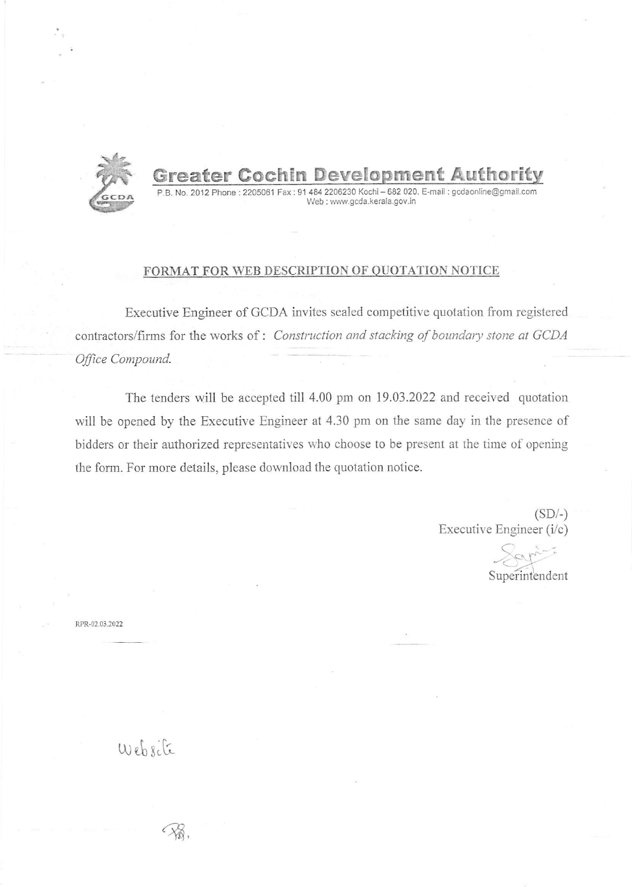**Greater Cochin Development Authority**

P.B. No. 2012 Phone : 2205061 Fax : 91 484 2206230 Kochi – 682 020. E-mail : gcdaonline@gmail.com
Web : www.gcda.kerala.gov.in

## FORMAT FOR WEB DESCRIPTION OF QUOTATION NOTICE

Executive Engineer of GCDA invites sealed competitive quotation from registered contractors/firms for the works of : *Construction and stacking of boundary stone at GCDA Office Compound.*

The tenders will be accepted till 4.00 pm on 19.03.2022 and received quotation will be opened by the Executive Engineer at 4.30 pm on the same day in the presence of bidders or their authorized representatives who choose to be present at the time of opening the form. For more details, please download the quotation notice.

(SD/-)
Executive Engineer (i/c)

Superintendent

RPR-02.03.2022

Website